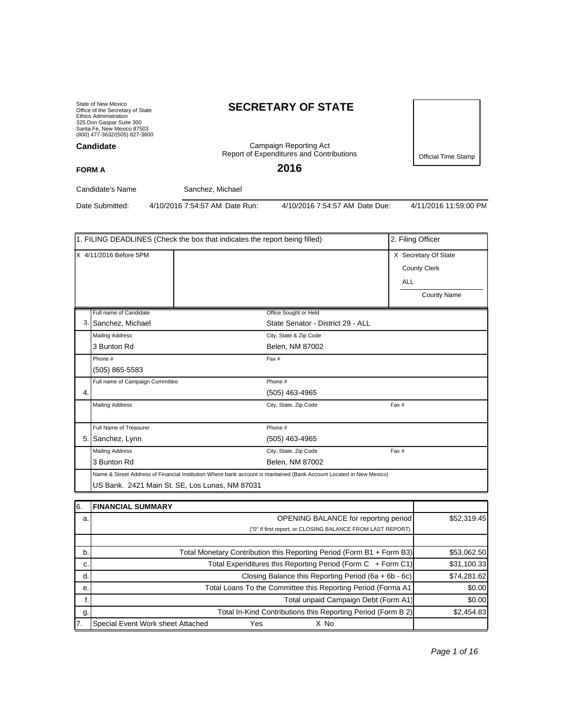State of New Mexico
Office of the Secretary of State
Ethics Administration
325 Don Gaspar Suite 300
Santa Fe, New Mexico 87503
(800) 477-3632/(505) 827-3600

# SECRETARY OF STATE

**Candidate**

Campaign Reporting Act
Report of Expenditures and Contributions

Official Time Stamp

**FORM A**

## 2016

Candidate's Name: Sanchez, Michael

Date Submitted: 4/10/2016 7:54:57 AM  Date Run: 4/10/2016 7:54:57 AM  Date Due: 4/11/2016 11:59:00 PM

| 1. FILING DEADLINES (Check the box that indicates the report being filled) | | 2. Filing Officer |
|---|---|---|
| X 4/11/2016 Before 5PM | | X Secretary Of State<br>County Clerk<br>ALL<br>County Name |

| | | | |
|---|---|---|---|
| 3. | Full name of Candidate<br>Sanchez, Michael | Office Sought or Held<br>State Senator - District 29 - ALL | |
| | Mailing Address<br>3 Bunton Rd | City, State & Zip Code<br>Belen, NM 87002 | |
| | Phone #<br>(505) 865-5583 | Fax # | |
| 4. | Full name of Campaign Committee | Phone #<br>(505) 463-4965 | |
| | Mailing Address | City, State, Zip Code | Fax # |
| 5. | Full Name of Treasurer<br>Sanchez, Lynn | Phone #<br>(505) 463-4965 | |
| | Mailing Address<br>3 Bunton Rd | City, State, Zip Code<br>Belen, NM 87002 | Fax # |
| | Name & Street Address of Financial Institution Where bank account is mantained (Bank Account Located in New Mexico)<br>US Bank. 2421 Main St. SE, Los Lunas, NM 87031 | | |

| 6. | FINANCIAL SUMMARY | |
|---|---|---|
| a. | OPENING BALANCE for reporting period<br>("0" If first report, or CLOSING BALANCE FROM LAST REPORT) | $52,319.45 |
| | | |
| b. | Total Monetary Contribution this Reporting Period (Form B1 + Form B3) | $53,062.50 |
| c. | Total Expenditures this Reporting Period (Form C + Form C1) | $31,100.33 |
| d. | Closing Balance this Reporting Period (6a + 6b - 6c) | $74,281.62 |
| e. | Total Loans To the Committee this Reporting Period (Forma A1 | $0.00 |
| f. | Total unpaid Campaign Debt (Form A1) | $0.00 |
| g. | Total In-Kind Contributions this Reporting Period (Form B 2) | $2,454.83 |
| 7. | Special Event Work sheet Attached  Yes  X No | |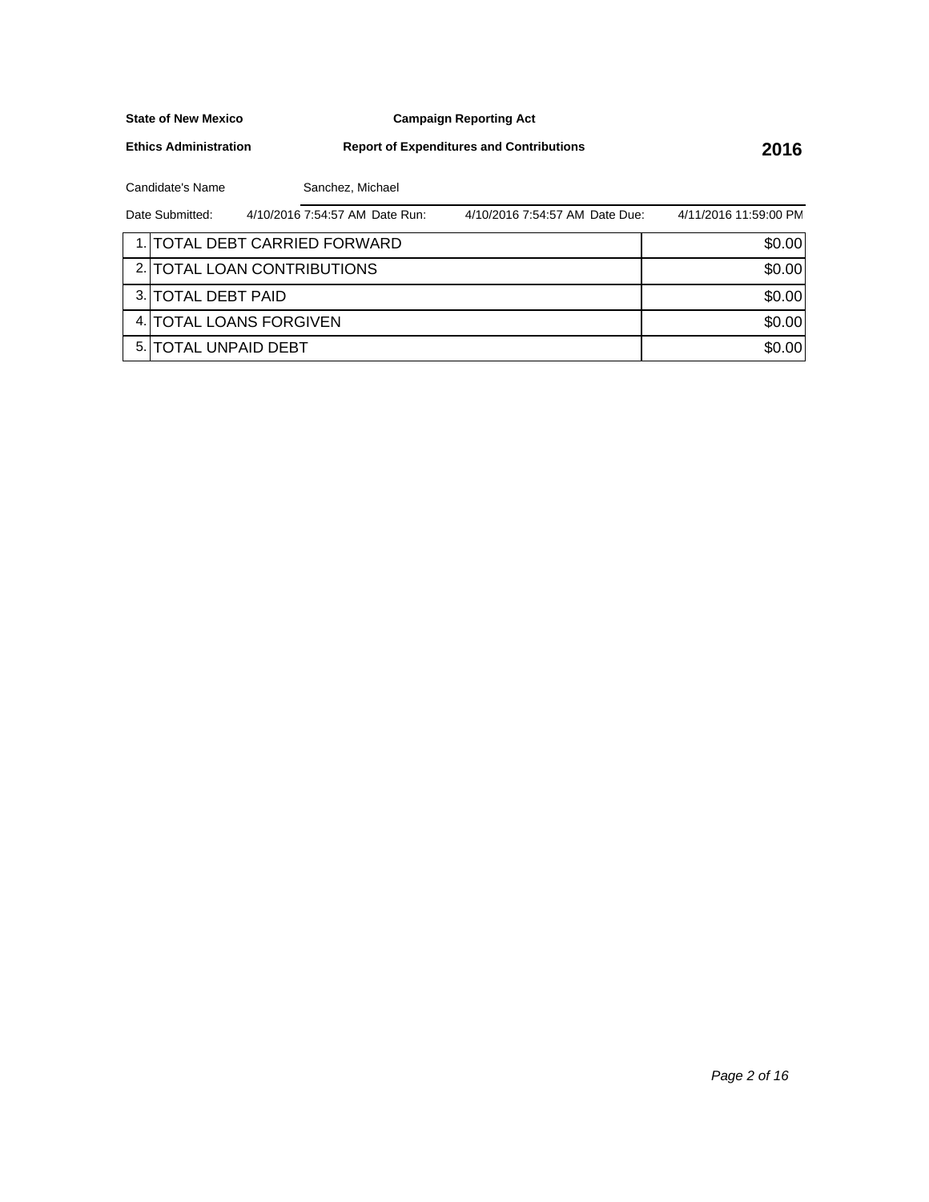**State of New Mexico** **Campaign Reporting Act**

**Ethics Administration** **Report of Expenditures and Contributions** **2016**

Candidate's Name Sanchez, Michael

Date Submitted: 4/10/2016 7:54:57 AM Date Run: 4/10/2016 7:54:57 AM Date Due: 4/11/2016 11:59:00 PM

| | | |
|---|---|---|
| 1. | TOTAL DEBT CARRIED FORWARD | $0.00 |
| 2. | TOTAL LOAN CONTRIBUTIONS | $0.00 |
| 3. | TOTAL DEBT PAID | $0.00 |
| 4. | TOTAL LOANS FORGIVEN | $0.00 |
| 5. | TOTAL UNPAID DEBT | $0.00 |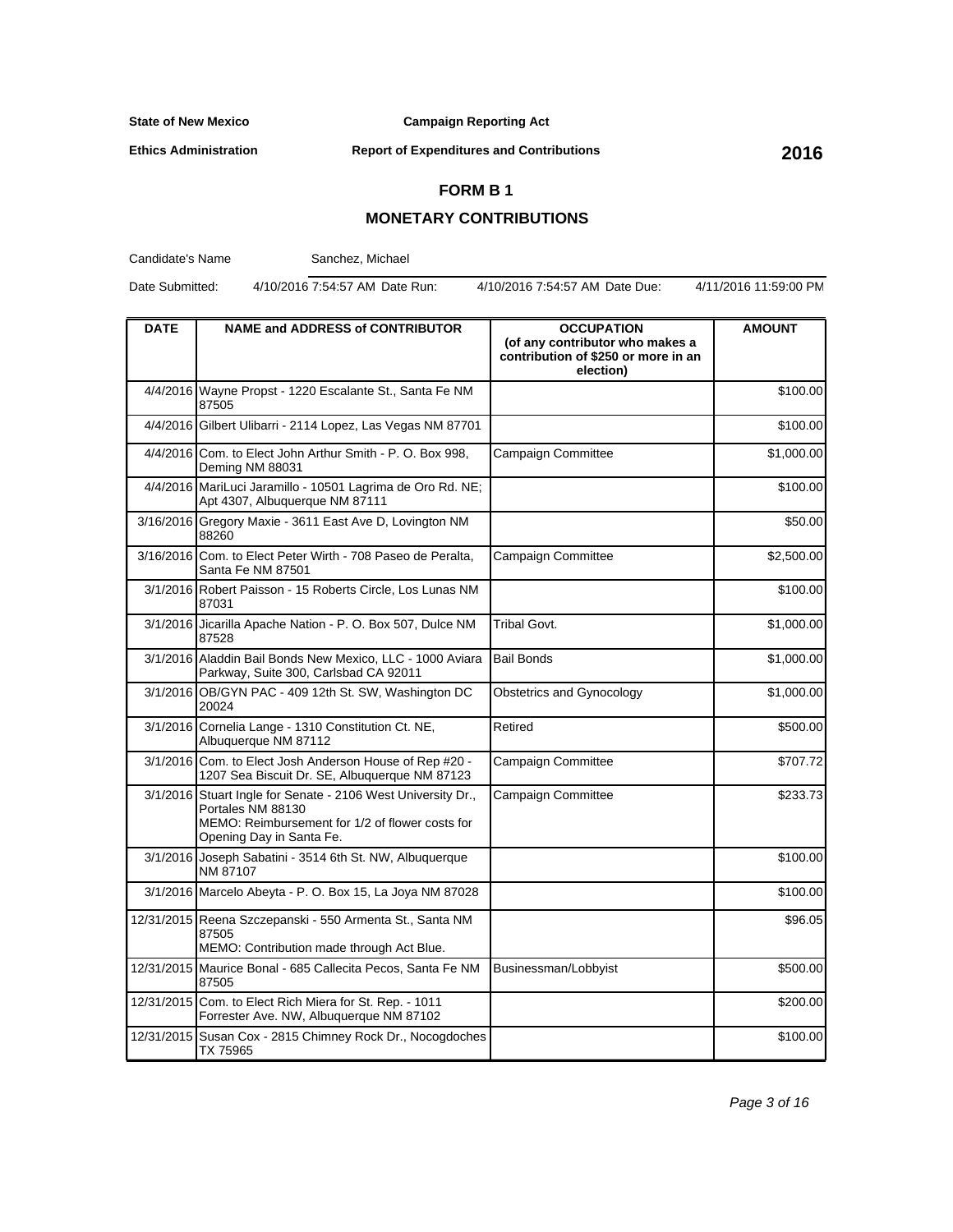**State of New Mexico** **Campaign Reporting Act**

**Ethics Administration** **Report of Expenditures and Contributions** **2016**

## FORM B 1

## MONETARY CONTRIBUTIONS

Candidate's Name: Sanchez, Michael

Date Submitted: 4/10/2016 7:54:57 AM Date Run: 4/10/2016 7:54:57 AM Date Due: 4/11/2016 11:59:00 PM

| DATE | NAME and ADDRESS of CONTRIBUTOR | OCCUPATION (of any contributor who makes a contribution of $250 or more in an election) | AMOUNT |
|---|---|---|---|
| 4/4/2016 | Wayne Propst - 1220 Escalante St., Santa Fe NM 87505 | | $100.00 |
| 4/4/2016 | Gilbert Ulibarri - 2114 Lopez, Las Vegas NM 87701 | | $100.00 |
| 4/4/2016 | Com. to Elect John Arthur Smith - P. O. Box 998, Deming NM 88031 | Campaign Committee | $1,000.00 |
| 4/4/2016 | MariLuci Jaramillo - 10501 Lagrima de Oro Rd. NE; Apt 4307, Albuquerque NM 87111 | | $100.00 |
| 3/16/2016 | Gregory Maxie - 3611 East Ave D, Lovington NM 88260 | | $50.00 |
| 3/16/2016 | Com. to Elect Peter Wirth - 708 Paseo de Peralta, Santa Fe NM 87501 | Campaign Committee | $2,500.00 |
| 3/1/2016 | Robert Paisson - 15 Roberts Circle, Los Lunas NM 87031 | | $100.00 |
| 3/1/2016 | Jicarilla Apache Nation - P. O. Box 507, Dulce NM 87528 | Tribal Govt. | $1,000.00 |
| 3/1/2016 | Aladdin Bail Bonds New Mexico, LLC - 1000 Aviara Parkway, Suite 300, Carlsbad CA 92011 | Bail Bonds | $1,000.00 |
| 3/1/2016 | OB/GYN PAC - 409 12th St. SW, Washington DC 20024 | Obstetrics and Gynocology | $1,000.00 |
| 3/1/2016 | Cornelia Lange - 1310 Constitution Ct. NE, Albuquerque NM 87112 | Retired | $500.00 |
| 3/1/2016 | Com. to Elect Josh Anderson House of Rep #20 - 1207 Sea Biscuit Dr. SE, Albuquerque NM 87123 | Campaign Committee | $707.72 |
| 3/1/2016 | Stuart Ingle for Senate - 2106 West University Dr., Portales NM 88130<br>MEMO: Reimbursement for 1/2 of flower costs for Opening Day in Santa Fe. | Campaign Committee | $233.73 |
| 3/1/2016 | Joseph Sabatini - 3514 6th St. NW, Albuquerque NM 87107 | | $100.00 |
| 3/1/2016 | Marcelo Abeyta - P. O. Box 15, La Joya NM 87028 | | $100.00 |
| 12/31/2015 | Reena Szczepanski - 550 Armenta St., Santa NM 87505<br>MEMO: Contribution made through Act Blue. | | $96.05 |
| 12/31/2015 | Maurice Bonal - 685 Callecita Pecos, Santa Fe NM 87505 | Businessman/Lobbyist | $500.00 |
| 12/31/2015 | Com. to Elect Rich Miera for St. Rep. - 1011 Forrester Ave. NW, Albuquerque NM 87102 | | $200.00 |
| 12/31/2015 | Susan Cox - 2815 Chimney Rock Dr., Nocogdoches TX 75965 | | $100.00 |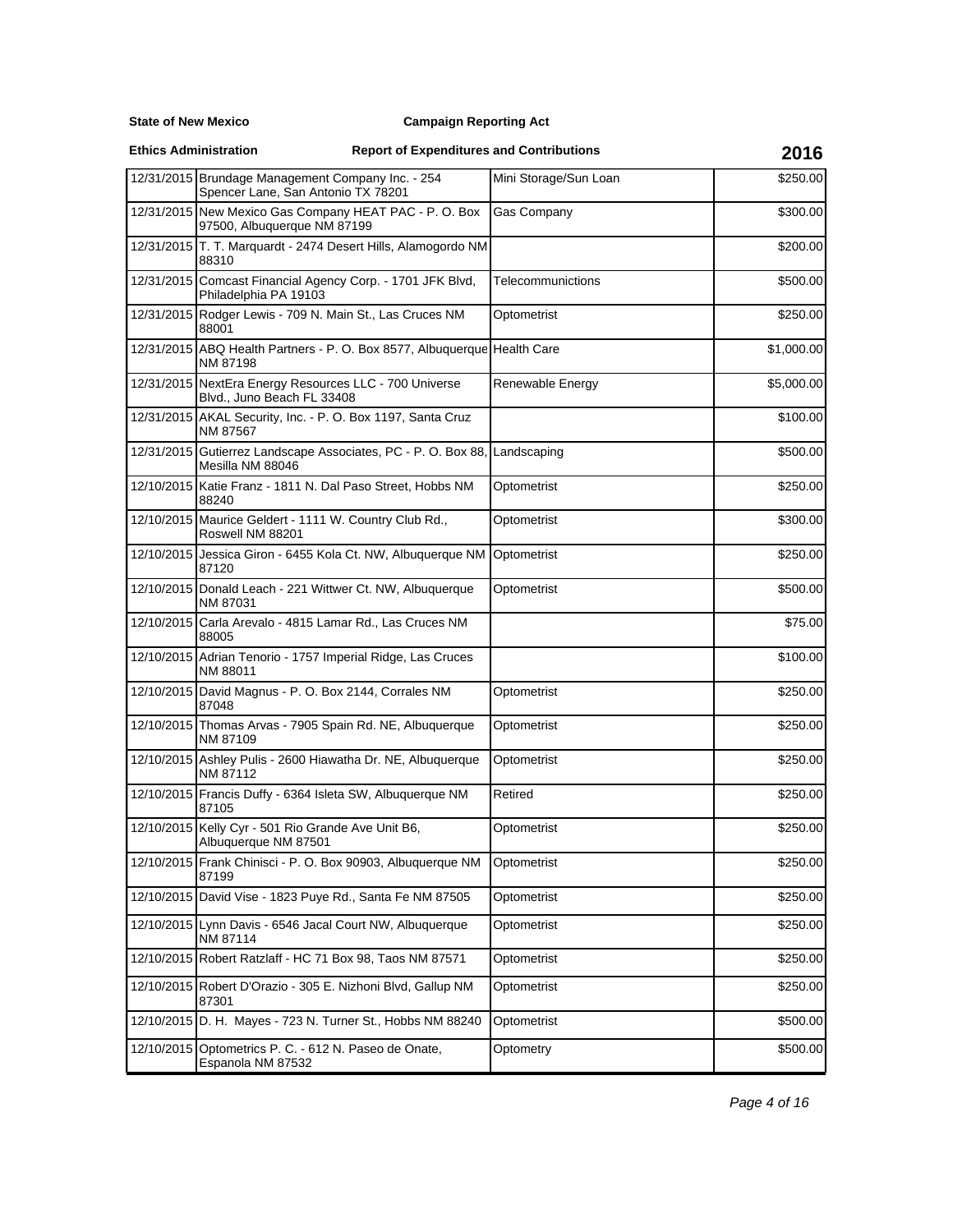**State of New Mexico** **Campaign Reporting Act**

**Ethics Administration** **Report of Expenditures and Contributions** **2016**

| | | | |
|---|---|---|---|
| 12/31/2015 | Brundage Management Company Inc. - 254 Spencer Lane, San Antonio TX 78201 | Mini Storage/Sun Loan | $250.00 |
| 12/31/2015 | New Mexico Gas Company HEAT PAC - P. O. Box 97500, Albuquerque NM 87199 | Gas Company | $300.00 |
| 12/31/2015 | T. T. Marquardt - 2474 Desert Hills, Alamogordo NM 88310 | | $200.00 |
| 12/31/2015 | Comcast Financial Agency Corp. - 1701 JFK Blvd, Philadelphia PA 19103 | Telecommunictions | $500.00 |
| 12/31/2015 | Rodger Lewis - 709 N. Main St., Las Cruces NM 88001 | Optometrist | $250.00 |
| 12/31/2015 | ABQ Health Partners - P. O. Box 8577, Albuquerque NM 87198 | Health Care | $1,000.00 |
| 12/31/2015 | NextEra Energy Resources LLC - 700 Universe Blvd., Juno Beach FL 33408 | Renewable Energy | $5,000.00 |
| 12/31/2015 | AKAL Security, Inc. - P. O. Box 1197, Santa Cruz NM 87567 | | $100.00 |
| 12/31/2015 | Gutierrez Landscape Associates, PC - P. O. Box 88, Mesilla NM 88046 | Landscaping | $500.00 |
| 12/10/2015 | Katie Franz - 1811 N. Dal Paso Street, Hobbs NM 88240 | Optometrist | $250.00 |
| 12/10/2015 | Maurice Geldert - 1111 W. Country Club Rd., Roswell NM 88201 | Optometrist | $300.00 |
| 12/10/2015 | Jessica Giron - 6455 Kola Ct. NW, Albuquerque NM 87120 | Optometrist | $250.00 |
| 12/10/2015 | Donald Leach - 221 Wittwer Ct. NW, Albuquerque NM 87031 | Optometrist | $500.00 |
| 12/10/2015 | Carla Arevalo - 4815 Lamar Rd., Las Cruces NM 88005 | | $75.00 |
| 12/10/2015 | Adrian Tenorio - 1757 Imperial Ridge, Las Cruces NM 88011 | | $100.00 |
| 12/10/2015 | David Magnus - P. O. Box 2144, Corrales NM 87048 | Optometrist | $250.00 |
| 12/10/2015 | Thomas Arvas - 7905 Spain Rd. NE, Albuquerque NM 87109 | Optometrist | $250.00 |
| 12/10/2015 | Ashley Pulis - 2600 Hiawatha Dr. NE, Albuquerque NM 87112 | Optometrist | $250.00 |
| 12/10/2015 | Francis Duffy - 6364 Isleta SW, Albuquerque NM 87105 | Retired | $250.00 |
| 12/10/2015 | Kelly Cyr - 501 Rio Grande Ave Unit B6, Albuquerque NM 87501 | Optometrist | $250.00 |
| 12/10/2015 | Frank Chinisci - P. O. Box 90903, Albuquerque NM 87199 | Optometrist | $250.00 |
| 12/10/2015 | David Vise - 1823 Puye Rd., Santa Fe NM 87505 | Optometrist | $250.00 |
| 12/10/2015 | Lynn Davis - 6546 Jacal Court NW, Albuquerque NM 87114 | Optometrist | $250.00 |
| 12/10/2015 | Robert Ratzlaff - HC 71 Box 98, Taos NM 87571 | Optometrist | $250.00 |
| 12/10/2015 | Robert D'Orazio - 305 E. Nizhoni Blvd, Gallup NM 87301 | Optometrist | $250.00 |
| 12/10/2015 | D. H. Mayes - 723 N. Turner St., Hobbs NM 88240 | Optometrist | $500.00 |
| 12/10/2015 | Optometrics P. C. - 612 N. Paseo de Onate, Espanola NM 87532 | Optometry | $500.00 |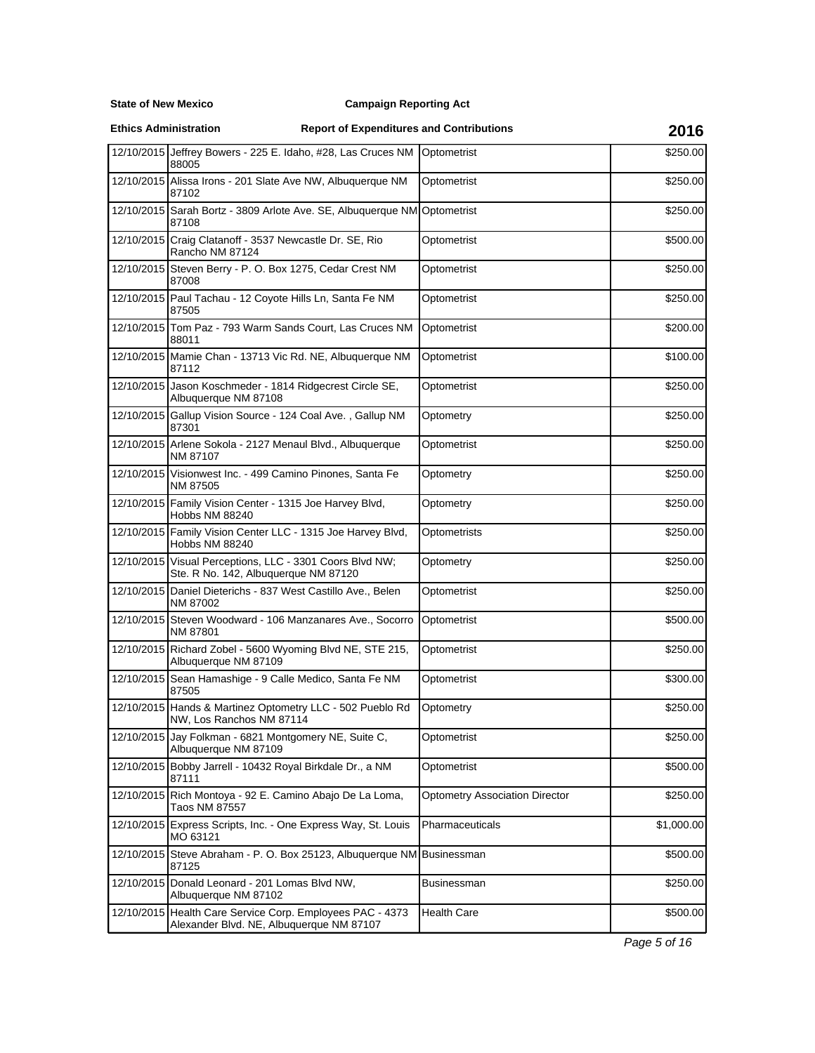**State of New Mexico** **Campaign Reporting Act**

**Ethics Administration** **Report of Expenditures and Contributions** **2016**

| | | | |
|---|---|---|---|
| 12/10/2015 | Jeffrey Bowers - 225 E. Idaho, #28, Las Cruces NM 88005 | Optometrist | $250.00 |
| 12/10/2015 | Alissa Irons - 201 Slate Ave NW, Albuquerque NM 87102 | Optometrist | $250.00 |
| 12/10/2015 | Sarah Bortz - 3809 Arlote Ave. SE, Albuquerque NM 87108 | Optometrist | $250.00 |
| 12/10/2015 | Craig Clatanoff - 3537 Newcastle Dr. SE, Rio Rancho NM 87124 | Optometrist | $500.00 |
| 12/10/2015 | Steven Berry - P. O. Box 1275, Cedar Crest NM 87008 | Optometrist | $250.00 |
| 12/10/2015 | Paul Tachau - 12 Coyote Hills Ln, Santa Fe NM 87505 | Optometrist | $250.00 |
| 12/10/2015 | Tom Paz - 793 Warm Sands Court, Las Cruces NM 88011 | Optometrist | $200.00 |
| 12/10/2015 | Mamie Chan - 13713 Vic Rd. NE, Albuquerque NM 87112 | Optometrist | $100.00 |
| 12/10/2015 | Jason Koschmeder - 1814 Ridgecrest Circle SE, Albuquerque NM 87108 | Optometrist | $250.00 |
| 12/10/2015 | Gallup Vision Source - 124 Coal Ave. , Gallup NM 87301 | Optometry | $250.00 |
| 12/10/2015 | Arlene Sokola - 2127 Menaul Blvd., Albuquerque NM 87107 | Optometrist | $250.00 |
| 12/10/2015 | Visionwest Inc. - 499 Camino Pinones, Santa Fe NM 87505 | Optometry | $250.00 |
| 12/10/2015 | Family Vision Center - 1315 Joe Harvey Blvd, Hobbs NM 88240 | Optometry | $250.00 |
| 12/10/2015 | Family Vision Center LLC - 1315 Joe Harvey Blvd, Hobbs NM 88240 | Optometrists | $250.00 |
| 12/10/2015 | Visual Perceptions, LLC - 3301 Coors Blvd NW; Ste. R No. 142, Albuquerque NM 87120 | Optometry | $250.00 |
| 12/10/2015 | Daniel Dieterichs - 837 West Castillo Ave., Belen NM 87002 | Optometrist | $250.00 |
| 12/10/2015 | Steven Woodward - 106 Manzanares Ave., Socorro NM 87801 | Optometrist | $500.00 |
| 12/10/2015 | Richard Zobel - 5600 Wyoming Blvd NE, STE 215, Albuquerque NM 87109 | Optometrist | $250.00 |
| 12/10/2015 | Sean Hamashige - 9 Calle Medico, Santa Fe NM 87505 | Optometrist | $300.00 |
| 12/10/2015 | Hands & Martinez Optometry LLC - 502 Pueblo Rd NW, Los Ranchos NM 87114 | Optometry | $250.00 |
| 12/10/2015 | Jay Folkman - 6821 Montgomery NE, Suite C, Albuquerque NM 87109 | Optometrist | $250.00 |
| 12/10/2015 | Bobby Jarrell - 10432 Royal Birkdale Dr., a NM 87111 | Optometrist | $500.00 |
| 12/10/2015 | Rich Montoya - 92 E. Camino Abajo De La Loma, Taos NM 87557 | Optometry Association Director | $250.00 |
| 12/10/2015 | Express Scripts, Inc. - One Express Way, St. Louis MO 63121 | Pharmaceuticals | $1,000.00 |
| 12/10/2015 | Steve Abraham - P. O. Box 25123, Albuquerque NM 87125 | Businessman | $500.00 |
| 12/10/2015 | Donald Leonard - 201 Lomas Blvd NW, Albuquerque NM 87102 | Businessman | $250.00 |
| 12/10/2015 | Health Care Service Corp. Employees PAC - 4373 Alexander Blvd. NE, Albuquerque NM 87107 | Health Care | $500.00 |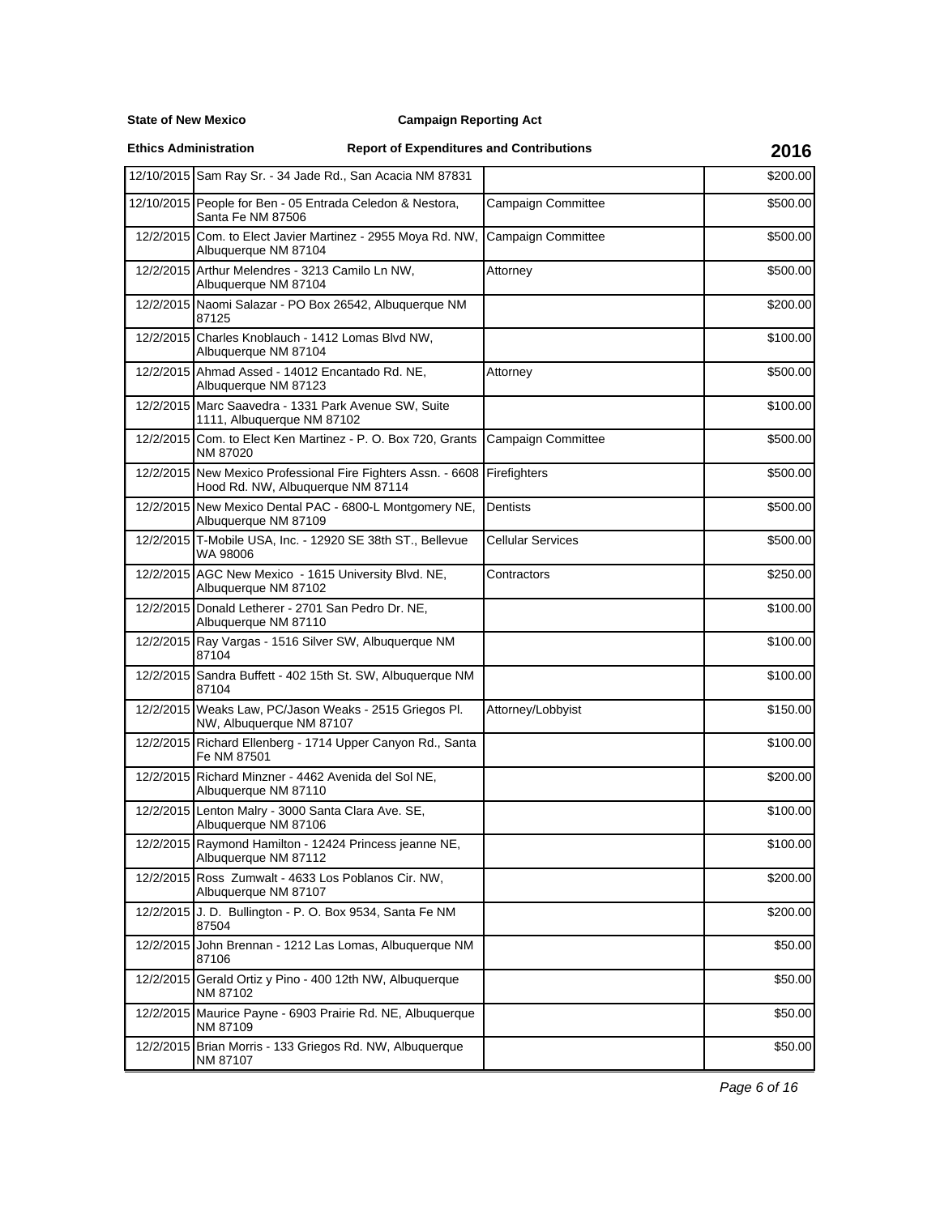**State of New Mexico** **Campaign Reporting Act**

**Ethics Administration** **Report of Expenditures and Contributions** **2016**

| | | | |
|---|---|---|---|
| 12/10/2015 | Sam Ray Sr. - 34 Jade Rd., San Acacia NM 87831 | | $200.00 |
| 12/10/2015 | People for Ben - 05 Entrada Celedon & Nestora, Santa Fe NM 87506 | Campaign Committee | $500.00 |
| 12/2/2015 | Com. to Elect Javier Martinez - 2955 Moya Rd. NW, Albuquerque NM 87104 | Campaign Committee | $500.00 |
| 12/2/2015 | Arthur Melendres - 3213 Camilo Ln NW, Albuquerque NM 87104 | Attorney | $500.00 |
| 12/2/2015 | Naomi Salazar - PO Box 26542, Albuquerque NM 87125 | | $200.00 |
| 12/2/2015 | Charles Knoblauch - 1412 Lomas Blvd NW, Albuquerque NM 87104 | | $100.00 |
| 12/2/2015 | Ahmad Assed - 14012 Encantado Rd. NE, Albuquerque NM 87123 | Attorney | $500.00 |
| 12/2/2015 | Marc Saavedra - 1331 Park Avenue SW, Suite 1111, Albuquerque NM 87102 | | $100.00 |
| 12/2/2015 | Com. to Elect Ken Martinez - P. O. Box 720, Grants NM 87020 | Campaign Committee | $500.00 |
| 12/2/2015 | New Mexico Professional Fire Fighters Assn. - 6608 Hood Rd. NW, Albuquerque NM 87114 | Firefighters | $500.00 |
| 12/2/2015 | New Mexico Dental PAC - 6800-L Montgomery NE, Albuquerque NM 87109 | Dentists | $500.00 |
| 12/2/2015 | T-Mobile USA, Inc. - 12920 SE 38th ST., Bellevue WA 98006 | Cellular Services | $500.00 |
| 12/2/2015 | AGC New Mexico - 1615 University Blvd. NE, Albuquerque NM 87102 | Contractors | $250.00 |
| 12/2/2015 | Donald Letherer - 2701 San Pedro Dr. NE, Albuquerque NM 87110 | | $100.00 |
| 12/2/2015 | Ray Vargas - 1516 Silver SW, Albuquerque NM 87104 | | $100.00 |
| 12/2/2015 | Sandra Buffett - 402 15th St. SW, Albuquerque NM 87104 | | $100.00 |
| 12/2/2015 | Weaks Law, PC/Jason Weaks - 2515 Griegos Pl. NW, Albuquerque NM 87107 | Attorney/Lobbyist | $150.00 |
| 12/2/2015 | Richard Ellenberg - 1714 Upper Canyon Rd., Santa Fe NM 87501 | | $100.00 |
| 12/2/2015 | Richard Minzner - 4462 Avenida del Sol NE, Albuquerque NM 87110 | | $200.00 |
| 12/2/2015 | Lenton Malry - 3000 Santa Clara Ave. SE, Albuquerque NM 87106 | | $100.00 |
| 12/2/2015 | Raymond Hamilton - 12424 Princess jeanne NE, Albuquerque NM 87112 | | $100.00 |
| 12/2/2015 | Ross Zumwalt - 4633 Los Poblanos Cir. NW, Albuquerque NM 87107 | | $200.00 |
| 12/2/2015 | J. D. Bullington - P. O. Box 9534, Santa Fe NM 87504 | | $200.00 |
| 12/2/2015 | John Brennan - 1212 Las Lomas, Albuquerque NM 87106 | | $50.00 |
| 12/2/2015 | Gerald Ortiz y Pino - 400 12th NW, Albuquerque NM 87102 | | $50.00 |
| 12/2/2015 | Maurice Payne - 6903 Prairie Rd. NE, Albuquerque NM 87109 | | $50.00 |
| 12/2/2015 | Brian Morris - 133 Griegos Rd. NW, Albuquerque NM 87107 | | $50.00 |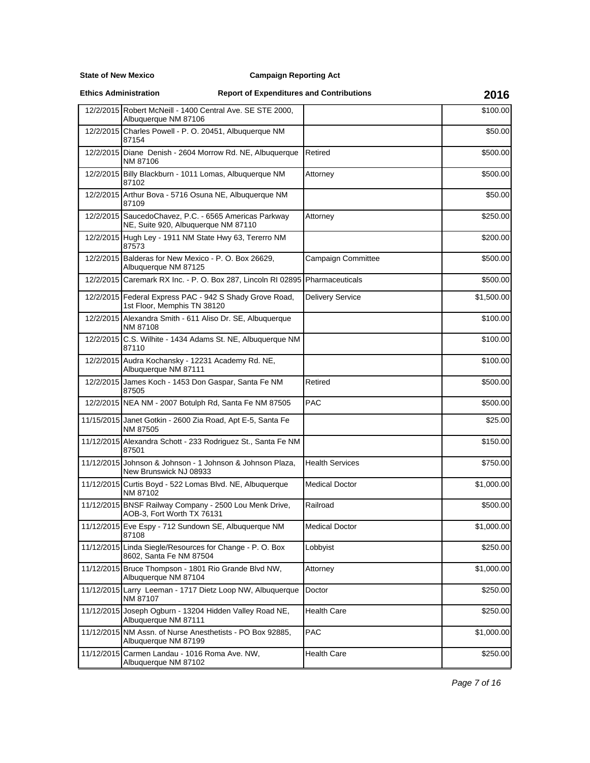**State of New Mexico** **Campaign Reporting Act**

**Ethics Administration** **Report of Expenditures and Contributions** **2016**

| | | | |
|---|---|---|---|
| 12/2/2015 | Robert McNeill - 1400 Central Ave. SE STE 2000, Albuquerque NM 87106 | | $100.00 |
| 12/2/2015 | Charles Powell - P. O. 20451, Albuquerque NM 87154 | | $50.00 |
| 12/2/2015 | Diane Denish - 2604 Morrow Rd. NE, Albuquerque NM 87106 | Retired | $500.00 |
| 12/2/2015 | Billy Blackburn - 1011 Lomas, Albuquerque NM 87102 | Attorney | $500.00 |
| 12/2/2015 | Arthur Bova - 5716 Osuna NE, Albuquerque NM 87109 | | $50.00 |
| 12/2/2015 | SaucedoChavez, P.C. - 6565 Americas Parkway NE, Suite 920, Albuquerque NM 87110 | Attorney | $250.00 |
| 12/2/2015 | Hugh Ley - 1911 NM State Hwy 63, Tererro NM 87573 | | $200.00 |
| 12/2/2015 | Balderas for New Mexico - P. O. Box 26629, Albuquerque NM 87125 | Campaign Committee | $500.00 |
| 12/2/2015 | Caremark RX Inc. - P. O. Box 287, Lincoln RI 02895 | Pharmaceuticals | $500.00 |
| 12/2/2015 | Federal Express PAC - 942 S Shady Grove Road, 1st Floor, Memphis TN 38120 | Delivery Service | $1,500.00 |
| 12/2/2015 | Alexandra Smith - 611 Aliso Dr. SE, Albuquerque NM 87108 | | $100.00 |
| 12/2/2015 | C.S. Wilhite - 1434 Adams St. NE, Albuquerque NM 87110 | | $100.00 |
| 12/2/2015 | Audra Kochansky - 12231 Academy Rd. NE, Albuquerque NM 87111 | | $100.00 |
| 12/2/2015 | James Koch - 1453 Don Gaspar, Santa Fe NM 87505 | Retired | $500.00 |
| 12/2/2015 | NEA NM - 2007 Botulph Rd, Santa Fe NM 87505 | PAC | $500.00 |
| 11/15/2015 | Janet Gotkin - 2600 Zia Road, Apt E-5, Santa Fe NM 87505 | | $25.00 |
| 11/12/2015 | Alexandra Schott - 233 Rodriguez St., Santa Fe NM 87501 | | $150.00 |
| 11/12/2015 | Johnson & Johnson - 1 Johnson & Johnson Plaza, New Brunswick NJ 08933 | Health Services | $750.00 |
| 11/12/2015 | Curtis Boyd - 522 Lomas Blvd. NE, Albuquerque NM 87102 | Medical Doctor | $1,000.00 |
| 11/12/2015 | BNSF Railway Company - 2500 Lou Menk Drive, AOB-3, Fort Worth TX 76131 | Railroad | $500.00 |
| 11/12/2015 | Eve Espy - 712 Sundown SE, Albuquerque NM 87108 | Medical Doctor | $1,000.00 |
| 11/12/2015 | Linda Siegle/Resources for Change - P. O. Box 8602, Santa Fe NM 87504 | Lobbyist | $250.00 |
| 11/12/2015 | Bruce Thompson - 1801 Rio Grande Blvd NW, Albuquerque NM 87104 | Attorney | $1,000.00 |
| 11/12/2015 | Larry Leeman - 1717 Dietz Loop NW, Albuquerque NM 87107 | Doctor | $250.00 |
| 11/12/2015 | Joseph Ogburn - 13204 Hidden Valley Road NE, Albuquerque NM 87111 | Health Care | $250.00 |
| 11/12/2015 | NM Assn. of Nurse Anesthetists - PO Box 92885, Albuquerque NM 87199 | PAC | $1,000.00 |
| 11/12/2015 | Carmen Landau - 1016 Roma Ave. NW, Albuquerque NM 87102 | Health Care | $250.00 |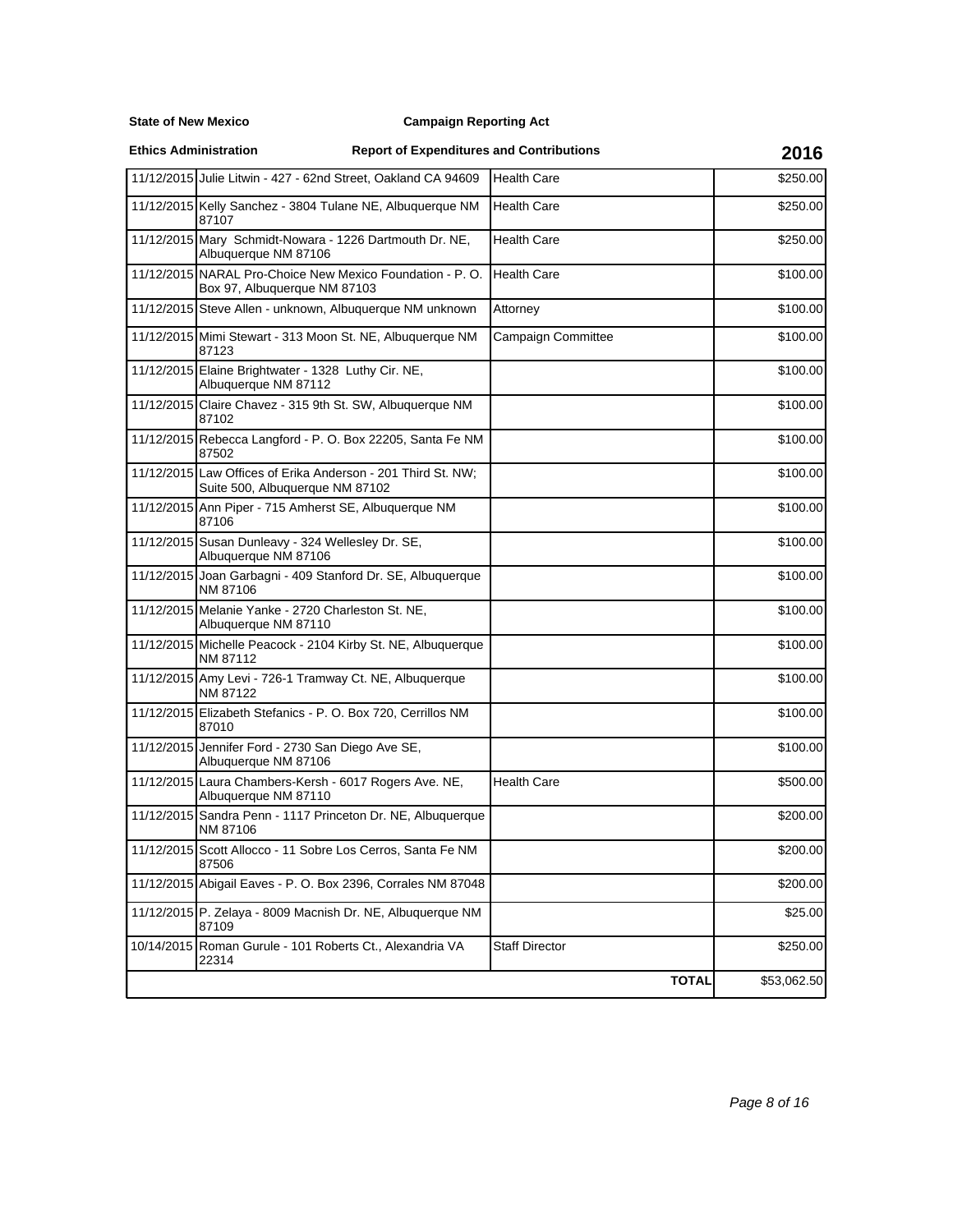**State of New Mexico** **Campaign Reporting Act**

**Ethics Administration** **Report of Expenditures and Contributions** **2016**

| Date | Name / Address | Occupation | Amount |
|---|---|---|---|
| 11/12/2015 | Julie Litwin - 427 - 62nd Street, Oakland CA 94609 | Health Care | $250.00 |
| 11/12/2015 | Kelly Sanchez - 3804 Tulane NE, Albuquerque NM 87107 | Health Care | $250.00 |
| 11/12/2015 | Mary Schmidt-Nowara - 1226 Dartmouth Dr. NE, Albuquerque NM 87106 | Health Care | $250.00 |
| 11/12/2015 | NARAL Pro-Choice New Mexico Foundation - P. O. Box 97, Albuquerque NM 87103 | Health Care | $100.00 |
| 11/12/2015 | Steve Allen - unknown, Albuquerque NM unknown | Attorney | $100.00 |
| 11/12/2015 | Mimi Stewart - 313 Moon St. NE, Albuquerque NM 87123 | Campaign Committee | $100.00 |
| 11/12/2015 | Elaine Brightwater - 1328 Luthy Cir. NE, Albuquerque NM 87112 | | $100.00 |
| 11/12/2015 | Claire Chavez - 315 9th St. SW, Albuquerque NM 87102 | | $100.00 |
| 11/12/2015 | Rebecca Langford - P. O. Box 22205, Santa Fe NM 87502 | | $100.00 |
| 11/12/2015 | Law Offices of Erika Anderson - 201 Third St. NW; Suite 500, Albuquerque NM 87102 | | $100.00 |
| 11/12/2015 | Ann Piper - 715 Amherst SE, Albuquerque NM 87106 | | $100.00 |
| 11/12/2015 | Susan Dunleavy - 324 Wellesley Dr. SE, Albuquerque NM 87106 | | $100.00 |
| 11/12/2015 | Joan Garbagni - 409 Stanford Dr. SE, Albuquerque NM 87106 | | $100.00 |
| 11/12/2015 | Melanie Yanke - 2720 Charleston St. NE, Albuquerque NM 87110 | | $100.00 |
| 11/12/2015 | Michelle Peacock - 2104 Kirby St. NE, Albuquerque NM 87112 | | $100.00 |
| 11/12/2015 | Amy Levi - 726-1 Tramway Ct. NE, Albuquerque NM 87122 | | $100.00 |
| 11/12/2015 | Elizabeth Stefanics - P. O. Box 720, Cerrillos NM 87010 | | $100.00 |
| 11/12/2015 | Jennifer Ford - 2730 San Diego Ave SE, Albuquerque NM 87106 | | $100.00 |
| 11/12/2015 | Laura Chambers-Kersh - 6017 Rogers Ave. NE, Albuquerque NM 87110 | Health Care | $500.00 |
| 11/12/2015 | Sandra Penn - 1117 Princeton Dr. NE, Albuquerque NM 87106 | | $200.00 |
| 11/12/2015 | Scott Allocco - 11 Sobre Los Cerros, Santa Fe NM 87506 | | $200.00 |
| 11/12/2015 | Abigail Eaves - P. O. Box 2396, Corrales NM 87048 | | $200.00 |
| 11/12/2015 | P. Zelaya - 8009 Macnish Dr. NE, Albuquerque NM 87109 | | $25.00 |
| 10/14/2015 | Roman Gurule - 101 Roberts Ct., Alexandria VA 22314 | Staff Director | $250.00 |
| | | **TOTAL** | $53,062.50 |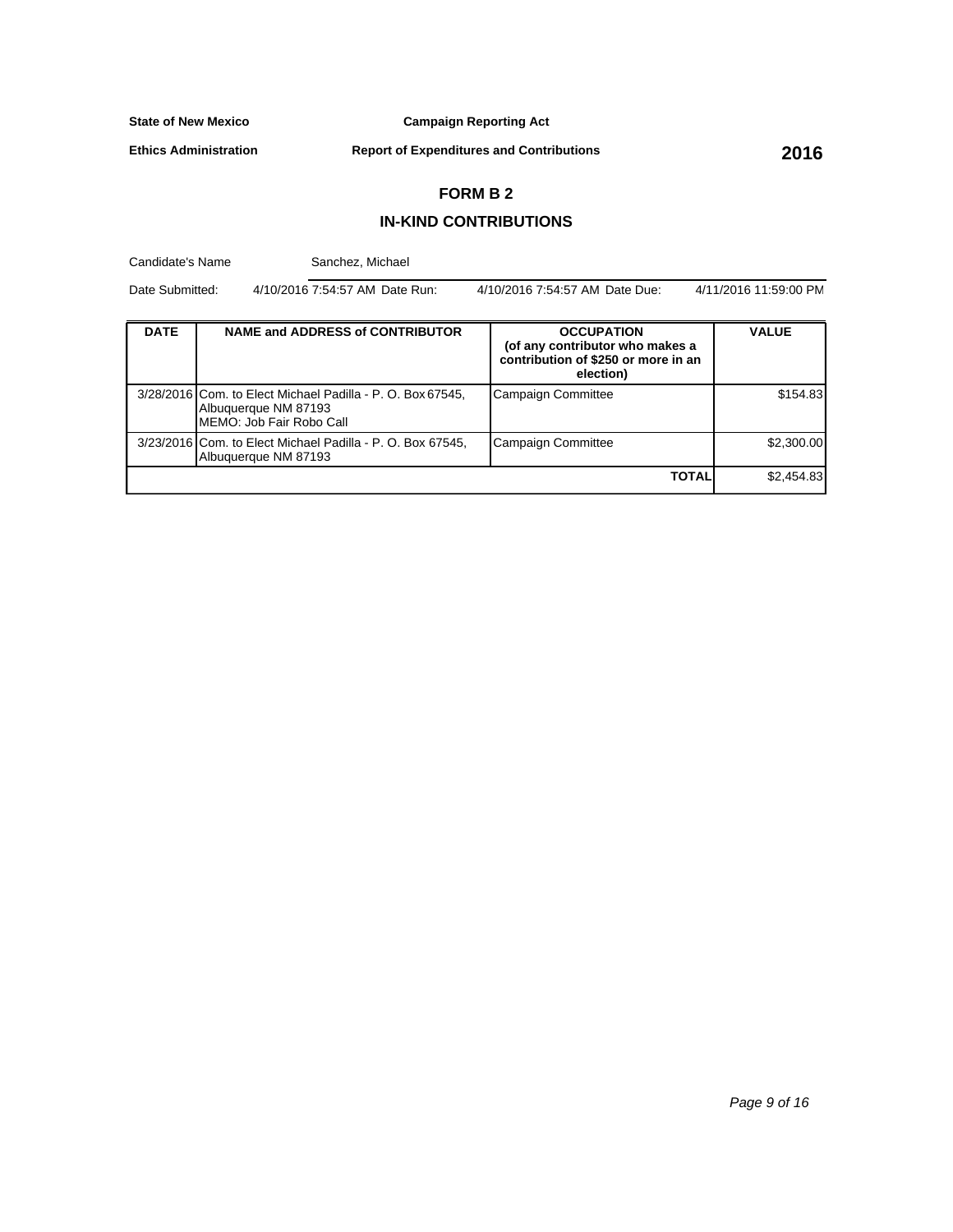**State of New Mexico** **Campaign Reporting Act**

**Ethics Administration** **Report of Expenditures and Contributions** **2016**

## FORM B 2

## IN-KIND CONTRIBUTIONS

Candidate's Name: Sanchez, Michael

Date Submitted: 4/10/2016 7:54:57 AM Date Run: 4/10/2016 7:54:57 AM Date Due: 4/11/2016 11:59:00 PM

| DATE | NAME and ADDRESS of CONTRIBUTOR | OCCUPATION (of any contributor who makes a contribution of $250 or more in an election) | VALUE |
|---|---|---|---|
| 3/28/2016 | Com. to Elect Michael Padilla - P. O. Box 67545, Albuquerque NM 87193<br>MEMO: Job Fair Robo Call | Campaign Committee | $154.83 |
| 3/23/2016 | Com. to Elect Michael Padilla - P. O. Box 67545, Albuquerque NM 87193 | Campaign Committee | $2,300.00 |
| | | **TOTAL** | $2,454.83 |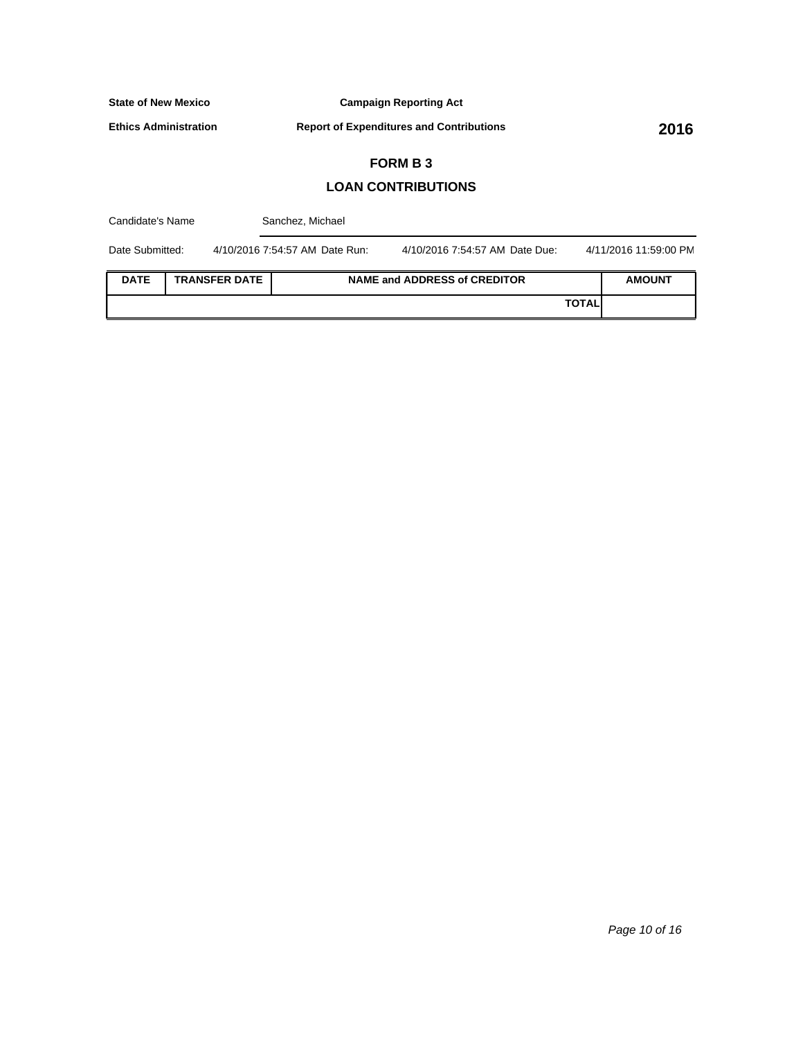**State of New Mexico** **Campaign Reporting Act**

**Ethics Administration** **Report of Expenditures and Contributions** **2016**

## FORM B 3

## LOAN CONTRIBUTIONS

Candidate's Name: Sanchez, Michael

Date Submitted: 4/10/2016 7:54:57 AM Date Run: 4/10/2016 7:54:57 AM Date Due: 4/11/2016 11:59:00 PM

| DATE | TRANSFER DATE | NAME and ADDRESS of CREDITOR | AMOUNT |
|---|---|---|---|
| | | **TOTAL** | |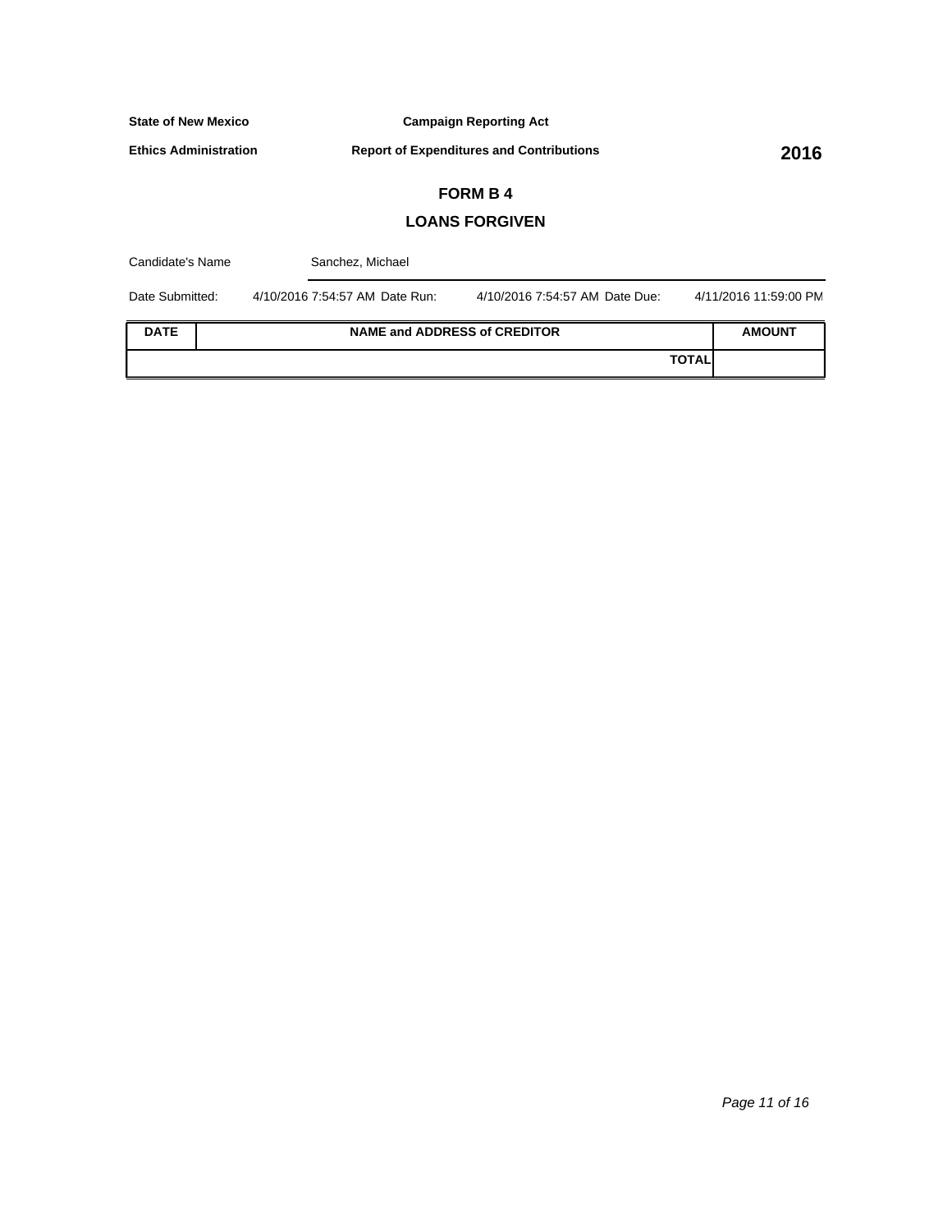**State of New Mexico** | **Campaign Reporting Act**

**Ethics Administration** | **Report of Expenditures and Contributions** | **2016**

## FORM B 4

## LOANS FORGIVEN

Candidate's Name: Sanchez, Michael

Date Submitted: 4/10/2016 7:54:57 AM Date Run: 4/10/2016 7:54:57 AM Date Due: 4/11/2016 11:59:00 PM

| DATE | NAME and ADDRESS of CREDITOR | AMOUNT |
|---|---|---|
| | TOTAL | |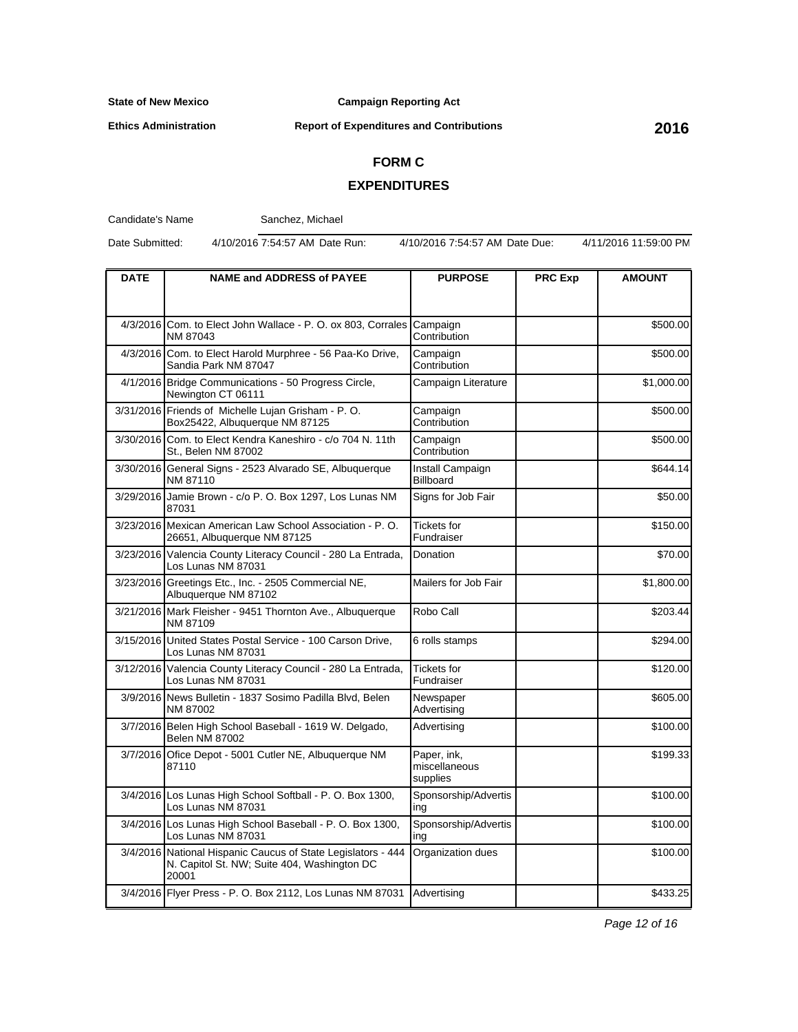**State of New Mexico** **Campaign Reporting Act**

**Ethics Administration** **Report of Expenditures and Contributions** **2016**

# FORM C

## EXPENDITURES

Candidate's Name: Sanchez, Michael

Date Submitted: 4/10/2016 7:54:57 AM Date Run: 4/10/2016 7:54:57 AM Date Due: 4/11/2016 11:59:00 PM

| DATE | NAME and ADDRESS of PAYEE | PURPOSE | PRC Exp | AMOUNT |
|---|---|---|---|---|
| 4/3/2016 | Com. to Elect John Wallace - P. O. ox 803, Corrales NM 87043 | Campaign Contribution | | $500.00 |
| 4/3/2016 | Com. to Elect Harold Murphree - 56 Paa-Ko Drive, Sandia Park NM 87047 | Campaign Contribution | | $500.00 |
| 4/1/2016 | Bridge Communications - 50 Progress Circle, Newington CT 06111 | Campaign Literature | | $1,000.00 |
| 3/31/2016 | Friends of Michelle Lujan Grisham - P. O. Box25422, Albuquerque NM 87125 | Campaign Contribution | | $500.00 |
| 3/30/2016 | Com. to Elect Kendra Kaneshiro - c/o 704 N. 11th St., Belen NM 87002 | Campaign Contribution | | $500.00 |
| 3/30/2016 | General Signs - 2523 Alvarado SE, Albuquerque NM 87110 | Install Campaign Billboard | | $644.14 |
| 3/29/2016 | Jamie Brown - c/o P. O. Box 1297, Los Lunas NM 87031 | Signs for Job Fair | | $50.00 |
| 3/23/2016 | Mexican American Law School Association - P. O. 26651, Albuquerque NM 87125 | Tickets for Fundraiser | | $150.00 |
| 3/23/2016 | Valencia County Literacy Council - 280 La Entrada, Los Lunas NM 87031 | Donation | | $70.00 |
| 3/23/2016 | Greetings Etc., Inc. - 2505 Commercial NE, Albuquerque NM 87102 | Mailers for Job Fair | | $1,800.00 |
| 3/21/2016 | Mark Fleisher - 9451 Thornton Ave., Albuquerque NM 87109 | Robo Call | | $203.44 |
| 3/15/2016 | United States Postal Service - 100 Carson Drive, Los Lunas NM 87031 | 6 rolls stamps | | $294.00 |
| 3/12/2016 | Valencia County Literacy Council - 280 La Entrada, Los Lunas NM 87031 | Tickets for Fundraiser | | $120.00 |
| 3/9/2016 | News Bulletin - 1837 Sosimo Padilla Blvd, Belen NM 87002 | Newspaper Advertising | | $605.00 |
| 3/7/2016 | Belen High School Baseball - 1619 W. Delgado, Belen NM 87002 | Advertising | | $100.00 |
| 3/7/2016 | Ofice Depot - 5001 Cutler NE, Albuquerque NM 87110 | Paper, ink, miscellaneous supplies | | $199.33 |
| 3/4/2016 | Los Lunas High School Softball - P. O. Box 1300, Los Lunas NM 87031 | Sponsorship/Advertising | | $100.00 |
| 3/4/2016 | Los Lunas High School Baseball - P. O. Box 1300, Los Lunas NM 87031 | Sponsorship/Advertising | | $100.00 |
| 3/4/2016 | National Hispanic Caucus of State Legislators - 444 N. Capitol St. NW; Suite 404, Washington DC 20001 | Organization dues | | $100.00 |
| 3/4/2016 | Flyer Press - P. O. Box 2112, Los Lunas NM 87031 | Advertising | | $433.25 |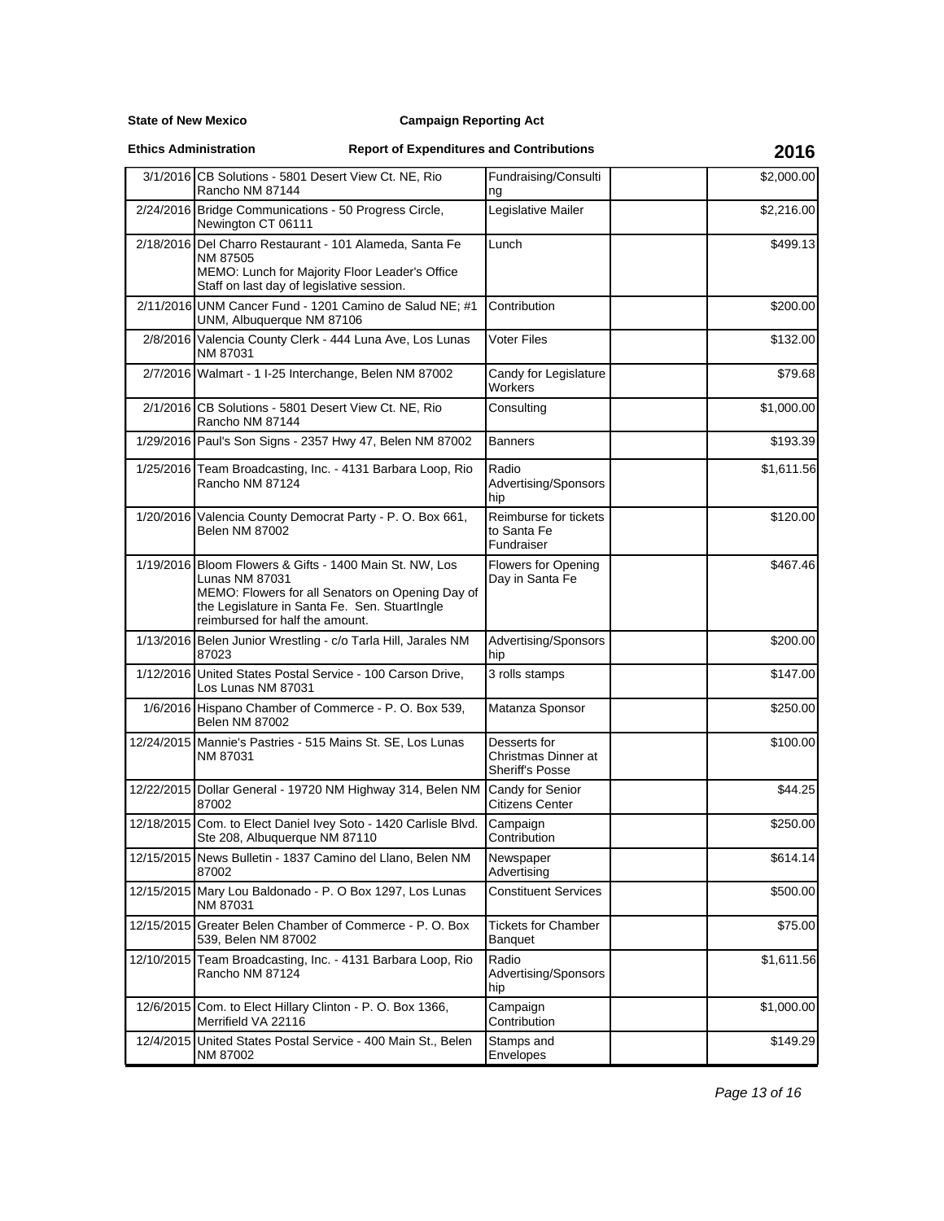**State of New Mexico** **Campaign Reporting Act**

**Ethics Administration** **Report of Expenditures and Contributions** **2016**

| Date | Payee | Purpose | | Amount |
|---|---|---|---|---|
| 3/1/2016 | CB Solutions - 5801 Desert View Ct. NE, Rio Rancho NM 87144 | Fundraising/Consulting | | $2,000.00 |
| 2/24/2016 | Bridge Communications - 50 Progress Circle, Newington CT 06111 | Legislative Mailer | | $2,216.00 |
| 2/18/2016 | Del Charro Restaurant - 101 Alameda, Santa Fe NM 87505<br>MEMO: Lunch for Majority Floor Leader's Office Staff on last day of legislative session. | Lunch | | $499.13 |
| 2/11/2016 | UNM Cancer Fund - 1201 Camino de Salud NE; #1 UNM, Albuquerque NM 87106 | Contribution | | $200.00 |
| 2/8/2016 | Valencia County Clerk - 444 Luna Ave, Los Lunas NM 87031 | Voter Files | | $132.00 |
| 2/7/2016 | Walmart - 1 I-25 Interchange, Belen NM 87002 | Candy for Legislature Workers | | $79.68 |
| 2/1/2016 | CB Solutions - 5801 Desert View Ct. NE, Rio Rancho NM 87144 | Consulting | | $1,000.00 |
| 1/29/2016 | Paul's Son Signs - 2357 Hwy 47, Belen NM 87002 | Banners | | $193.39 |
| 1/25/2016 | Team Broadcasting, Inc. - 4131 Barbara Loop, Rio Rancho NM 87124 | Radio Advertising/Sponsorship | | $1,611.56 |
| 1/20/2016 | Valencia County Democrat Party - P. O. Box 661, Belen NM 87002 | Reimburse for tickets to Santa Fe Fundraiser | | $120.00 |
| 1/19/2016 | Bloom Flowers & Gifts - 1400 Main St. NW, Los Lunas NM 87031<br>MEMO: Flowers for all Senators on Opening Day of the Legislature in Santa Fe. Sen. StuartIngle reimbursed for half the amount. | Flowers for Opening Day in Santa Fe | | $467.46 |
| 1/13/2016 | Belen Junior Wrestling - c/o Tarla Hill, Jarales NM 87023 | Advertising/Sponsorship | | $200.00 |
| 1/12/2016 | United States Postal Service - 100 Carson Drive, Los Lunas NM 87031 | 3 rolls stamps | | $147.00 |
| 1/6/2016 | Hispano Chamber of Commerce - P. O. Box 539, Belen NM 87002 | Matanza Sponsor | | $250.00 |
| 12/24/2015 | Mannie's Pastries - 515 Mains St. SE, Los Lunas NM 87031 | Desserts for Christmas Dinner at Sheriff's Posse | | $100.00 |
| 12/22/2015 | Dollar General - 19720 NM Highway 314, Belen NM 87002 | Candy for Senior Citizens Center | | $44.25 |
| 12/18/2015 | Com. to Elect Daniel Ivey Soto - 1420 Carlisle Blvd. Ste 208, Albuquerque NM 87110 | Campaign Contribution | | $250.00 |
| 12/15/2015 | News Bulletin - 1837 Camino del Llano, Belen NM 87002 | Newspaper Advertising | | $614.14 |
| 12/15/2015 | Mary Lou Baldonado - P. O Box 1297, Los Lunas NM 87031 | Constituent Services | | $500.00 |
| 12/15/2015 | Greater Belen Chamber of Commerce - P. O. Box 539, Belen NM 87002 | Tickets for Chamber Banquet | | $75.00 |
| 12/10/2015 | Team Broadcasting, Inc. - 4131 Barbara Loop, Rio Rancho NM 87124 | Radio Advertising/Sponsorship | | $1,611.56 |
| 12/6/2015 | Com. to Elect Hillary Clinton - P. O. Box 1366, Merrifield VA 22116 | Campaign Contribution | | $1,000.00 |
| 12/4/2015 | United States Postal Service - 400 Main St., Belen NM 87002 | Stamps and Envelopes | | $149.29 |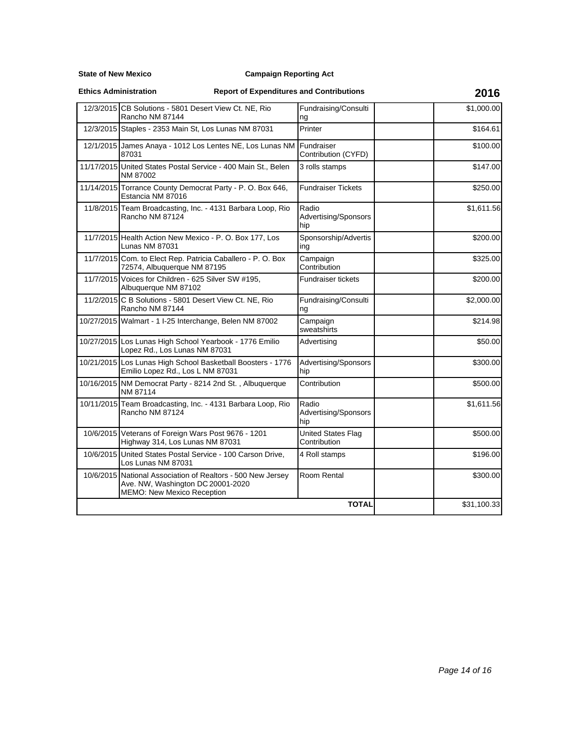**State of New Mexico** **Campaign Reporting Act**

**Ethics Administration** **Report of Expenditures and Contributions** **2016**

| | | | | |
|---|---|---|---|---|
| 12/3/2015 | CB Solutions - 5801 Desert View Ct. NE, Rio Rancho NM 87144 | Fundraising/Consulting | | $1,000.00 |
| 12/3/2015 | Staples - 2353 Main St, Los Lunas NM 87031 | Printer | | $164.61 |
| 12/1/2015 | James Anaya - 1012 Los Lentes NE, Los Lunas NM 87031 | Fundraiser Contribution (CYFD) | | $100.00 |
| 11/17/2015 | United States Postal Service - 400 Main St., Belen NM 87002 | 3 rolls stamps | | $147.00 |
| 11/14/2015 | Torrance County Democrat Party - P. O. Box 646, Estancia NM 87016 | Fundraiser Tickets | | $250.00 |
| 11/8/2015 | Team Broadcasting, Inc. - 4131 Barbara Loop, Rio Rancho NM 87124 | Radio Advertising/Sponsorship | | $1,611.56 |
| 11/7/2015 | Health Action New Mexico - P. O. Box 177, Los Lunas NM 87031 | Sponsorship/Advertising | | $200.00 |
| 11/7/2015 | Com. to Elect Rep. Patricia Caballero - P. O. Box 72574, Albuquerque NM 87195 | Campaign Contribution | | $325.00 |
| 11/7/2015 | Voices for Children - 625 Silver SW #195, Albuquerque NM 87102 | Fundraiser tickets | | $200.00 |
| 11/2/2015 | C B Solutions - 5801 Desert View Ct. NE, Rio Rancho NM 87144 | Fundraising/Consulting | | $2,000.00 |
| 10/27/2015 | Walmart - 1 I-25 Interchange, Belen NM 87002 | Campaign sweatshirts | | $214.98 |
| 10/27/2015 | Los Lunas High School Yearbook - 1776 Emilio Lopez Rd., Los Lunas NM 87031 | Advertising | | $50.00 |
| 10/21/2015 | Los Lunas High School Basketball Boosters - 1776 Emilio Lopez Rd., Los L NM 87031 | Advertising/Sponsorship | | $300.00 |
| 10/16/2015 | NM Democrat Party - 8214 2nd St. , Albuquerque NM 87114 | Contribution | | $500.00 |
| 10/11/2015 | Team Broadcasting, Inc. - 4131 Barbara Loop, Rio Rancho NM 87124 | Radio Advertising/Sponsorship | | $1,611.56 |
| 10/6/2015 | Veterans of Foreign Wars Post 9676 - 1201 Highway 314, Los Lunas NM 87031 | United States Flag Contribution | | $500.00 |
| 10/6/2015 | United States Postal Service - 100 Carson Drive, Los Lunas NM 87031 | 4 Roll stamps | | $196.00 |
| 10/6/2015 | National Association of Realtors - 500 New Jersey Ave. NW, Washington DC 20001-2020 MEMO: New Mexico Reception | Room Rental | | $300.00 |
| | | **TOTAL** | | $31,100.33 |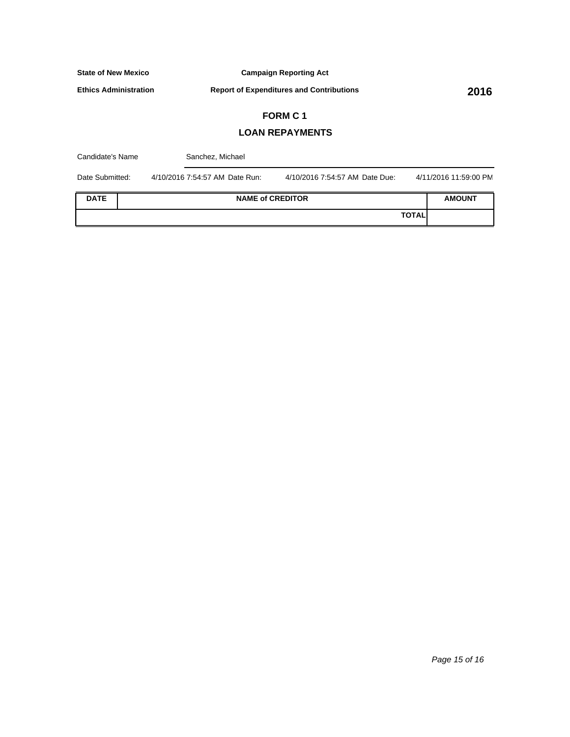**State of New Mexico** | **Campaign Reporting Act**

**Ethics Administration** | **Report of Expenditures and Contributions** | **2016**

# FORM C 1

## LOAN REPAYMENTS

Candidate's Name: Sanchez, Michael

Date Submitted: 4/10/2016 7:54:57 AM Date Run: 4/10/2016 7:54:57 AM Date Due: 4/11/2016 11:59:00 PM

| DATE | NAME of CREDITOR | AMOUNT |
|---|---|---|
| | **TOTAL** | |